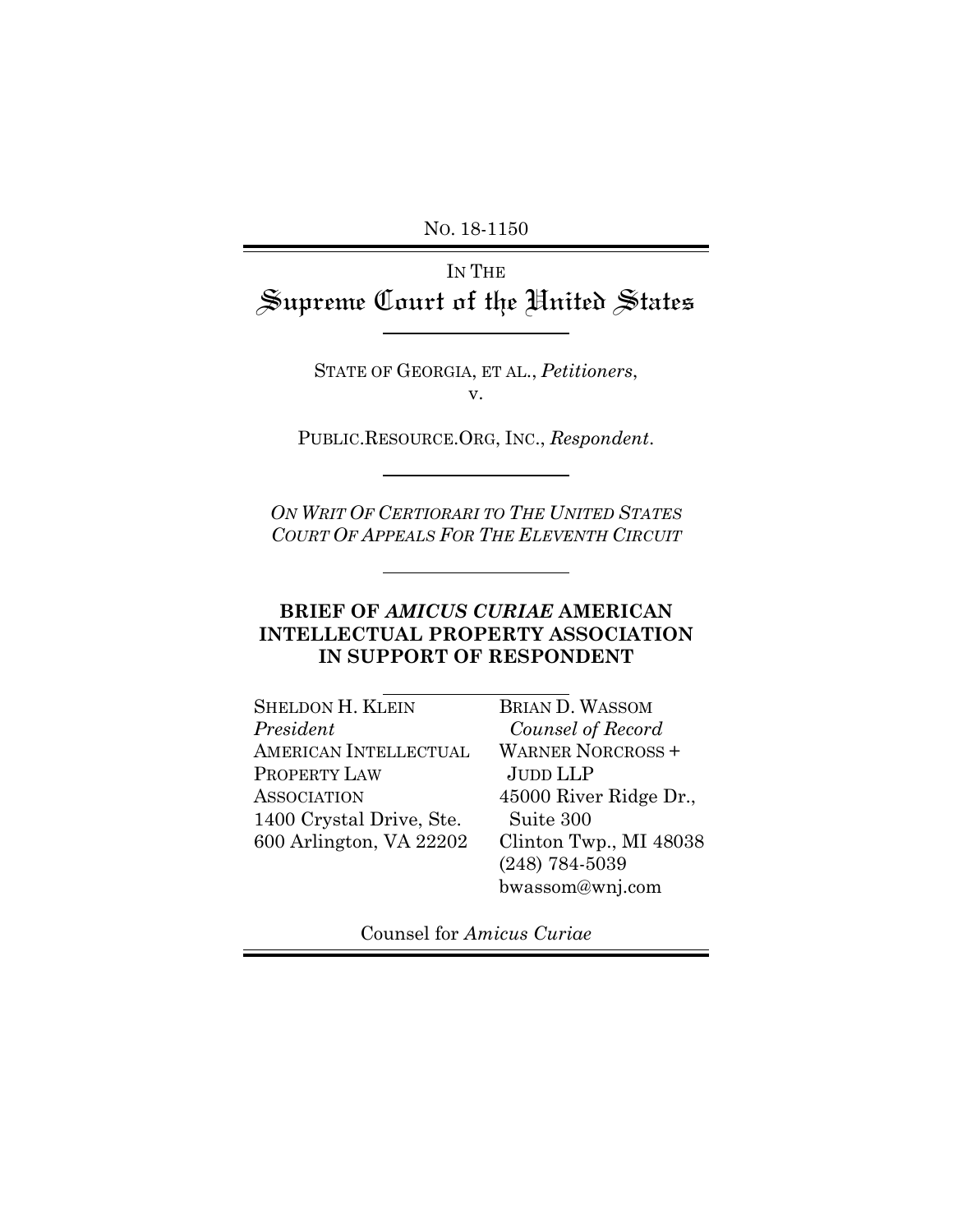No. 18-1150

IN THE
# Supreme Court of the United States

STATE OF GEORGIA, ET AL., *Petitioners*,
v.

PUBLIC.RESOURCE.ORG, INC., *Respondent*.

*ON WRIT OF CERTIORARI TO THE UNITED STATES COURT OF APPEALS FOR THE ELEVENTH CIRCUIT*

## BRIEF OF *AMICUS CURIAE* AMERICAN INTELLECTUAL PROPERTY ASSOCIATION IN SUPPORT OF RESPONDENT

SHELDON H. KLEIN
*President*
AMERICAN INTELLECTUAL PROPERTY LAW ASSOCIATION
1400 Crystal Drive, Ste. 600 Arlington, VA 22202

BRIAN D. WASSOM
*Counsel of Record*
WARNER NORCROSS + JUDD LLP
45000 River Ridge Dr., Suite 300
Clinton Twp., MI 48038
(248) 784-5039
bwassom@wnj.com

Counsel for *Amicus Curiae*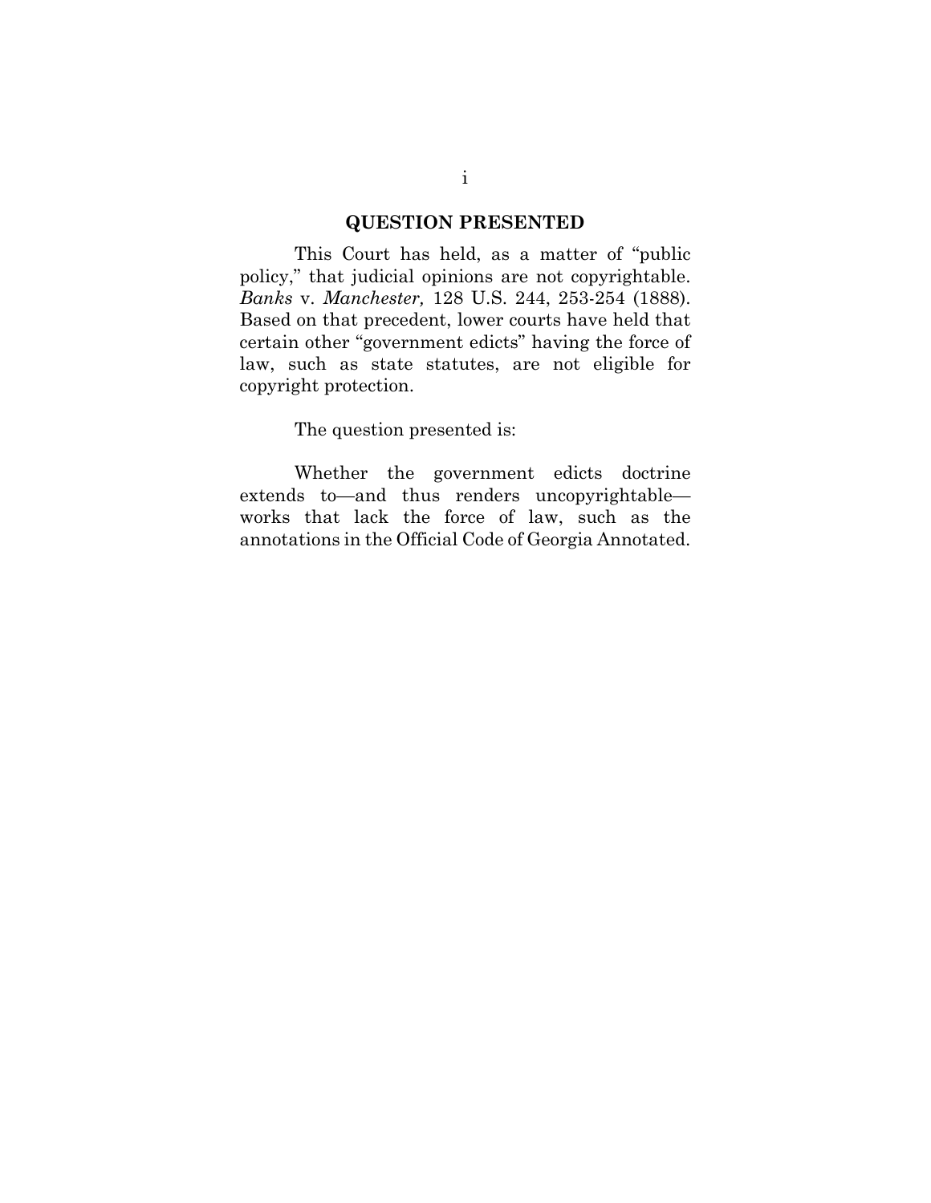## QUESTION PRESENTED

This Court has held, as a matter of "public policy," that judicial opinions are not copyrightable. *Banks* v. *Manchester,* 128 U.S. 244, 253-254 (1888). Based on that precedent, lower courts have held that certain other "government edicts" having the force of law, such as state statutes, are not eligible for copyright protection.

The question presented is:

Whether the government edicts doctrine extends to—and thus renders uncopyrightable—works that lack the force of law, such as the annotations in the Official Code of Georgia Annotated.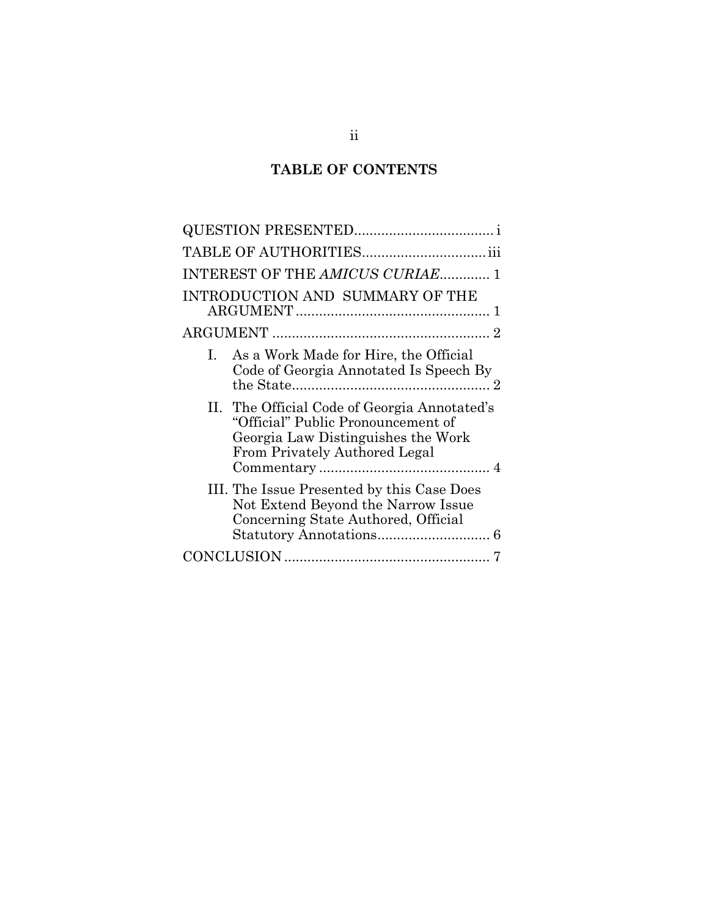# TABLE OF CONTENTS

QUESTION PRESENTED .................................... i

TABLE OF AUTHORITIES ................................ iii

INTEREST OF THE *AMICUS CURIAE* ............. 1

INTRODUCTION AND SUMMARY OF THE ARGUMENT .................................................. 1

ARGUMENT ........................................................ 2

I. As a Work Made for Hire, the Official Code of Georgia Annotated Is Speech By the State ................................................... 2

II. The Official Code of Georgia Annotated's "Official" Public Pronouncement of Georgia Law Distinguishes the Work From Privately Authored Legal Commentary ............................................ 4

III. The Issue Presented by this Case Does Not Extend Beyond the Narrow Issue Concerning State Authored, Official Statutory Annotations ............................. 6

CONCLUSION ..................................................... 7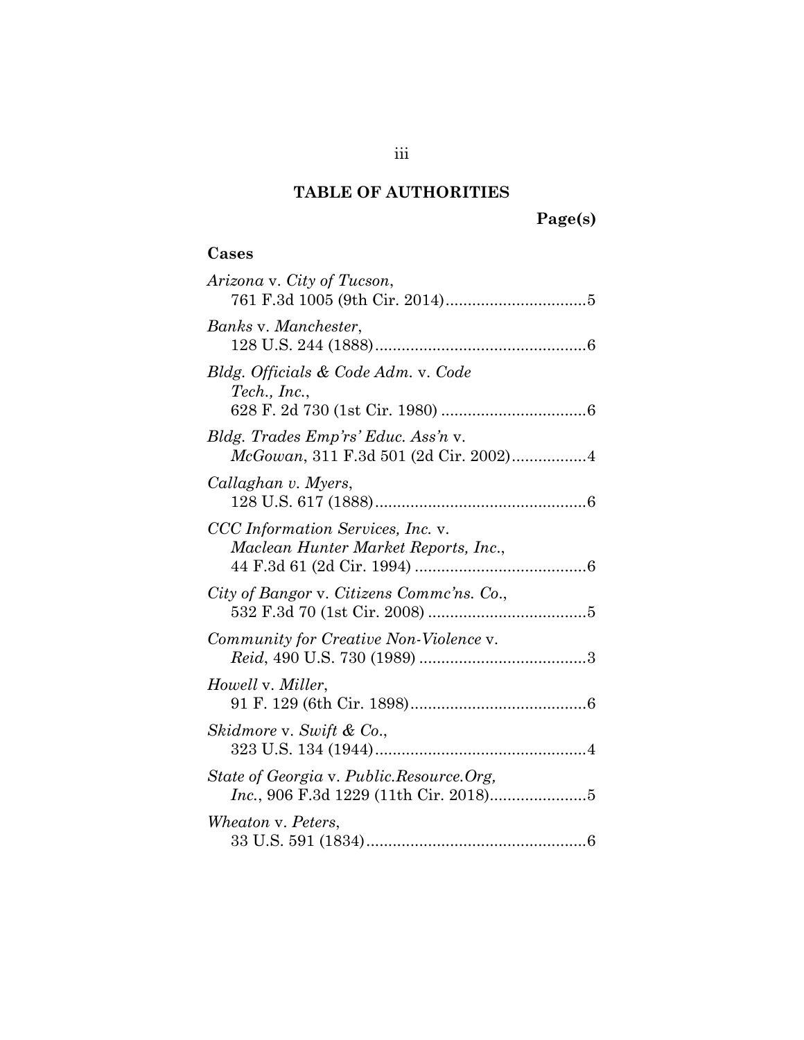# TABLE OF AUTHORITIES

**Page(s)**

**Cases**

*Arizona* v. *City of Tucson*,
761 F.3d 1005 (9th Cir. 2014)................................5

*Banks* v. *Manchester*,
128 U.S. 244 (1888)................................................6

*Bldg. Officials & Code Adm.* v. *Code Tech., Inc.*,
628 F. 2d 730 (1st Cir. 1980) .................................6

*Bldg. Trades Emp'rs' Educ. Ass'n* v. *McGowan*, 311 F.3d 501 (2d Cir. 2002).................4

*Callaghan v. Myers*,
128 U.S. 617 (1888)................................................6

*CCC Information Services, Inc.* v. *Maclean Hunter Market Reports, Inc.*,
44 F.3d 61 (2d Cir. 1994) .......................................6

*City of Bangor* v. *Citizens Commc'ns. Co.*,
532 F.3d 70 (1st Cir. 2008) ....................................5

*Community for Creative Non-Violence* v. *Reid*, 490 U.S. 730 (1989) ......................................3

*Howell* v. *Miller*,
91 F. 129 (6th Cir. 1898)........................................6

*Skidmore* v. *Swift & Co.*,
323 U.S. 134 (1944)................................................4

*State of Georgia* v. *Public.Resource.Org, Inc.*, 906 F.3d 1229 (11th Cir. 2018)......................5

*Wheaton* v. *Peters*,
33 U.S. 591 (1834)..................................................6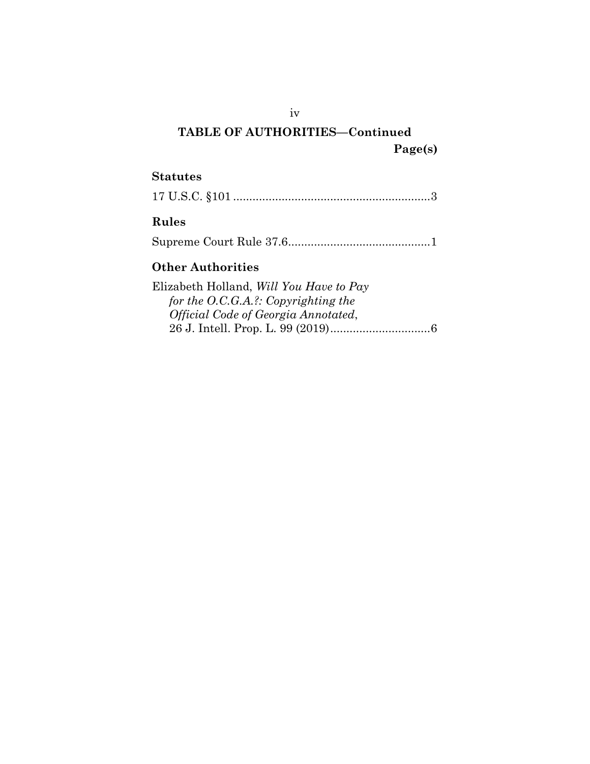## TABLE OF AUTHORITIES—Continued

**Page(s)**

### Statutes

17 U.S.C. §101 .............................................................3

### Rules

Supreme Court Rule 37.6............................................1

### Other Authorities

Elizabeth Holland, *Will You Have to Pay for the O.C.G.A.?: Copyrighting the Official Code of Georgia Annotated*, 26 J. Intell. Prop. L. 99 (2019)...............................6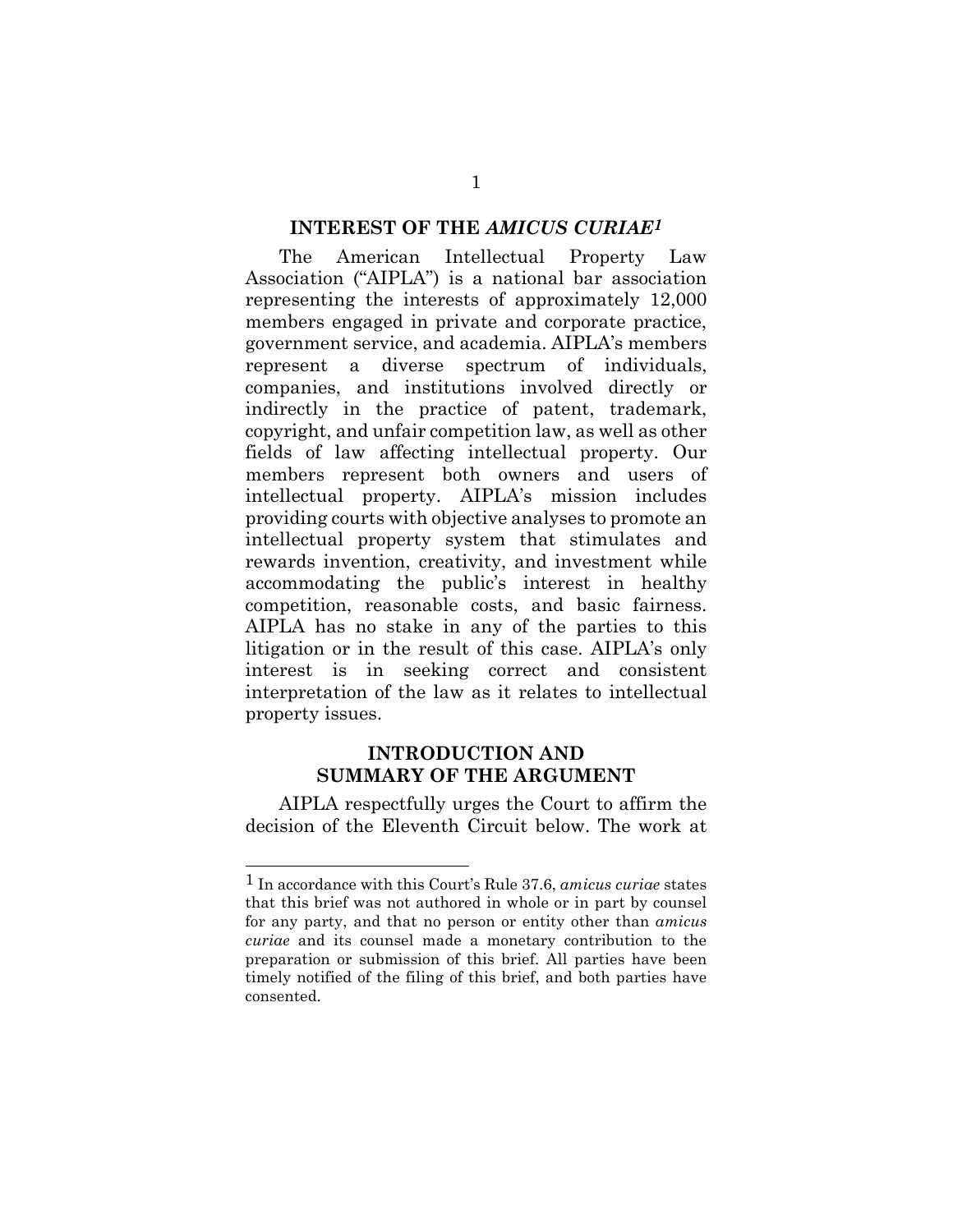## INTEREST OF THE *AMICUS CURIAE*[1]

The American Intellectual Property Law Association ("AIPLA") is a national bar association representing the interests of approximately 12,000 members engaged in private and corporate practice, government service, and academia. AIPLA's members represent a diverse spectrum of individuals, companies, and institutions involved directly or indirectly in the practice of patent, trademark, copyright, and unfair competition law, as well as other fields of law affecting intellectual property. Our members represent both owners and users of intellectual property. AIPLA's mission includes providing courts with objective analyses to promote an intellectual property system that stimulates and rewards invention, creativity, and investment while accommodating the public's interest in healthy competition, reasonable costs, and basic fairness. AIPLA has no stake in any of the parties to this litigation or in the result of this case. AIPLA's only interest is in seeking correct and consistent interpretation of the law as it relates to intellectual property issues.

## INTRODUCTION AND SUMMARY OF THE ARGUMENT

AIPLA respectfully urges the Court to affirm the decision of the Eleventh Circuit below. The work at

[1] In accordance with this Court's Rule 37.6, *amicus curiae* states that this brief was not authored in whole or in part by counsel for any party, and that no person or entity other than *amicus curiae* and its counsel made a monetary contribution to the preparation or submission of this brief. All parties have been timely notified of the filing of this brief, and both parties have consented.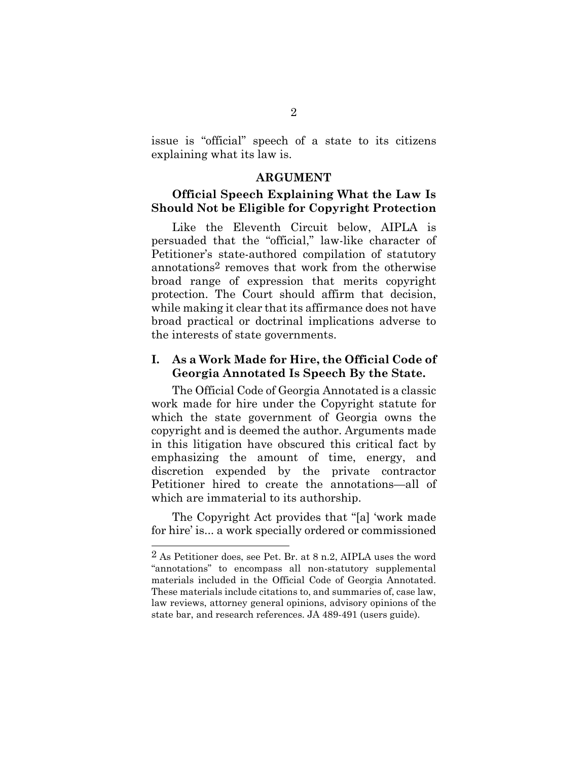issue is "official" speech of a state to its citizens explaining what its law is.

## ARGUMENT

### Official Speech Explaining What the Law Is Should Not be Eligible for Copyright Protection

Like the Eleventh Circuit below, AIPLA is persuaded that the "official," law-like character of Petitioner's state-authored compilation of statutory annotations[2] removes that work from the otherwise broad range of expression that merits copyright protection. The Court should affirm that decision, while making it clear that its affirmance does not have broad practical or doctrinal implications adverse to the interests of state governments.

### I. As a Work Made for Hire, the Official Code of Georgia Annotated Is Speech By the State.

The Official Code of Georgia Annotated is a classic work made for hire under the Copyright statute for which the state government of Georgia owns the copyright and is deemed the author. Arguments made in this litigation have obscured this critical fact by emphasizing the amount of time, energy, and discretion expended by the private contractor Petitioner hired to create the annotations—all of which are immaterial to its authorship.

The Copyright Act provides that "[a] 'work made for hire' is... a work specially ordered or commissioned

---

[2] As Petitioner does, see Pet. Br. at 8 n.2, AIPLA uses the word "annotations" to encompass all non-statutory supplemental materials included in the Official Code of Georgia Annotated. These materials include citations to, and summaries of, case law, law reviews, attorney general opinions, advisory opinions of the state bar, and research references. JA 489-491 (users guide).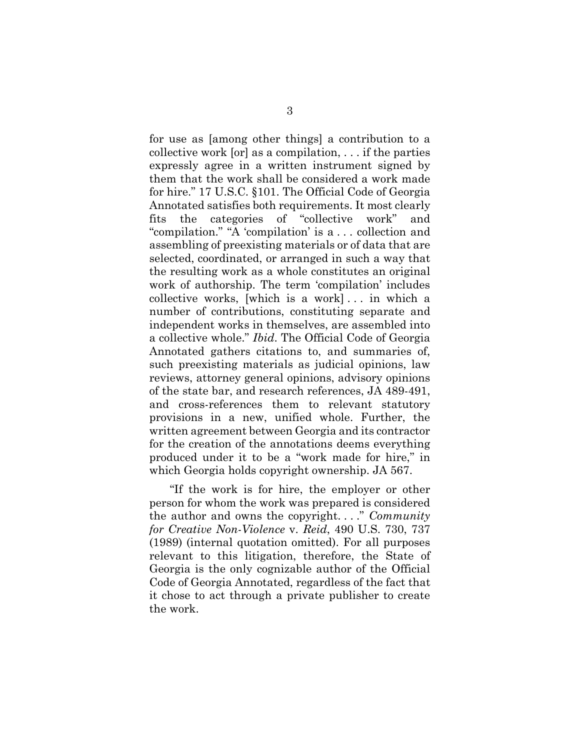for use as [among other things] a contribution to a collective work [or] as a compilation, . . . if the parties expressly agree in a written instrument signed by them that the work shall be considered a work made for hire." 17 U.S.C. §101. The Official Code of Georgia Annotated satisfies both requirements. It most clearly fits the categories of "collective work" and "compilation." "A 'compilation' is a . . . collection and assembling of preexisting materials or of data that are selected, coordinated, or arranged in such a way that the resulting work as a whole constitutes an original work of authorship. The term 'compilation' includes collective works, [which is a work] . . . in which a number of contributions, constituting separate and independent works in themselves, are assembled into a collective whole." *Ibid*. The Official Code of Georgia Annotated gathers citations to, and summaries of, such preexisting materials as judicial opinions, law reviews, attorney general opinions, advisory opinions of the state bar, and research references, JA 489-491, and cross-references them to relevant statutory provisions in a new, unified whole. Further, the written agreement between Georgia and its contractor for the creation of the annotations deems everything produced under it to be a "work made for hire," in which Georgia holds copyright ownership. JA 567.

"If the work is for hire, the employer or other person for whom the work was prepared is considered the author and owns the copyright. . . ." *Community for Creative Non-Violence* v. *Reid*, 490 U.S. 730, 737 (1989) (internal quotation omitted). For all purposes relevant to this litigation, therefore, the State of Georgia is the only cognizable author of the Official Code of Georgia Annotated, regardless of the fact that it chose to act through a private publisher to create the work.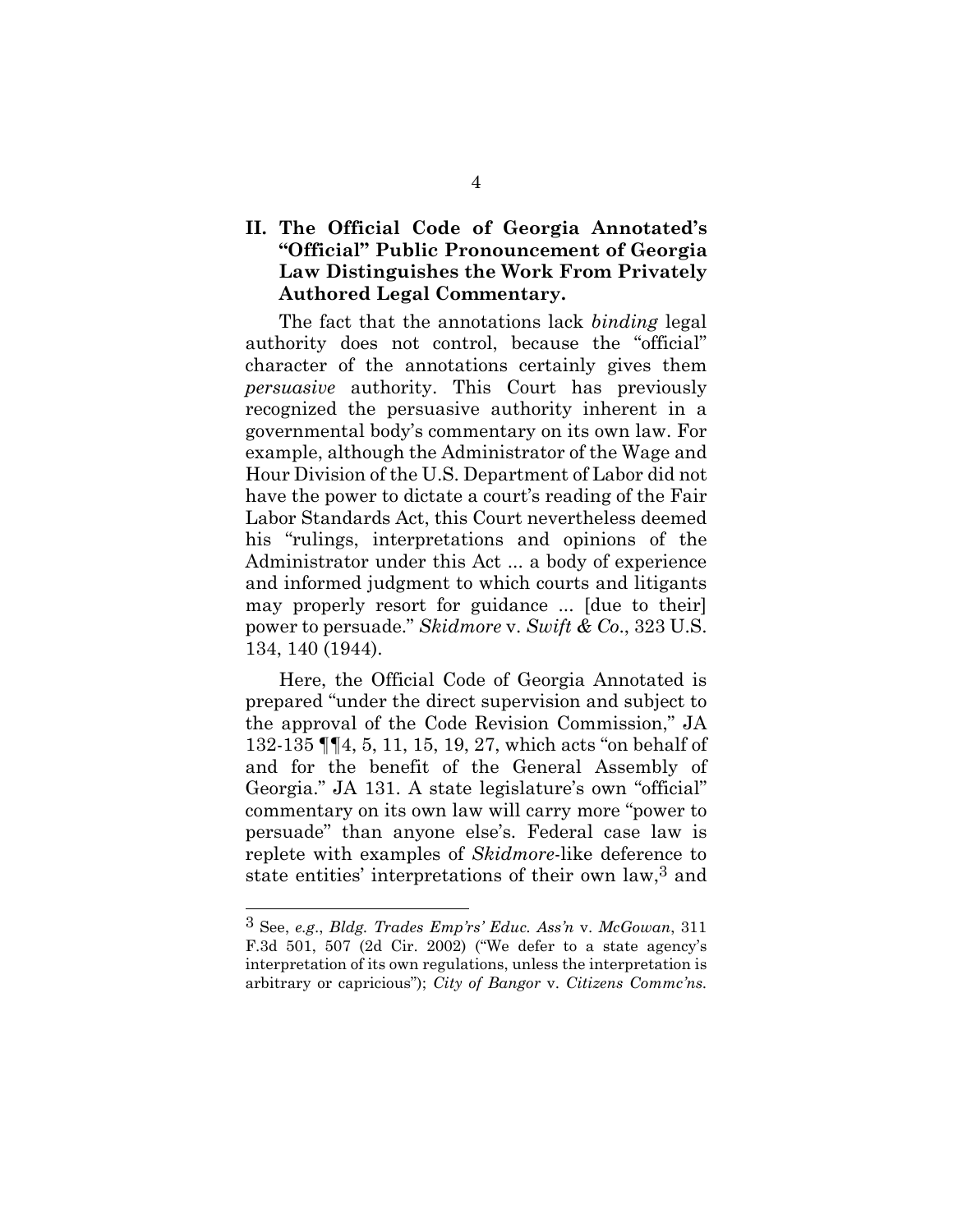## II. The Official Code of Georgia Annotated's "Official" Public Pronouncement of Georgia Law Distinguishes the Work From Privately Authored Legal Commentary.

The fact that the annotations lack *binding* legal authority does not control, because the "official" character of the annotations certainly gives them *persuasive* authority. This Court has previously recognized the persuasive authority inherent in a governmental body's commentary on its own law. For example, although the Administrator of the Wage and Hour Division of the U.S. Department of Labor did not have the power to dictate a court's reading of the Fair Labor Standards Act, this Court nevertheless deemed his "rulings, interpretations and opinions of the Administrator under this Act ... a body of experience and informed judgment to which courts and litigants may properly resort for guidance ... [due to their] power to persuade." *Skidmore* v. *Swift & Co*., 323 U.S. 134, 140 (1944).

Here, the Official Code of Georgia Annotated is prepared "under the direct supervision and subject to the approval of the Code Revision Commission," JA 132-135 ¶¶4, 5, 11, 15, 19, 27, which acts "on behalf of and for the benefit of the General Assembly of Georgia." JA 131. A state legislature's own "official" commentary on its own law will carry more "power to persuade" than anyone else's. Federal case law is replete with examples of *Skidmore*-like deference to state entities' interpretations of their own law,[3] and

---

[3] See, *e.g*., *Bldg. Trades Emp'rs' Educ. Ass'n* v. *McGowan*, 311 F.3d 501, 507 (2d Cir. 2002) ("We defer to a state agency's interpretation of its own regulations, unless the interpretation is arbitrary or capricious"); *City of Bangor* v. *Citizens Commc'ns.*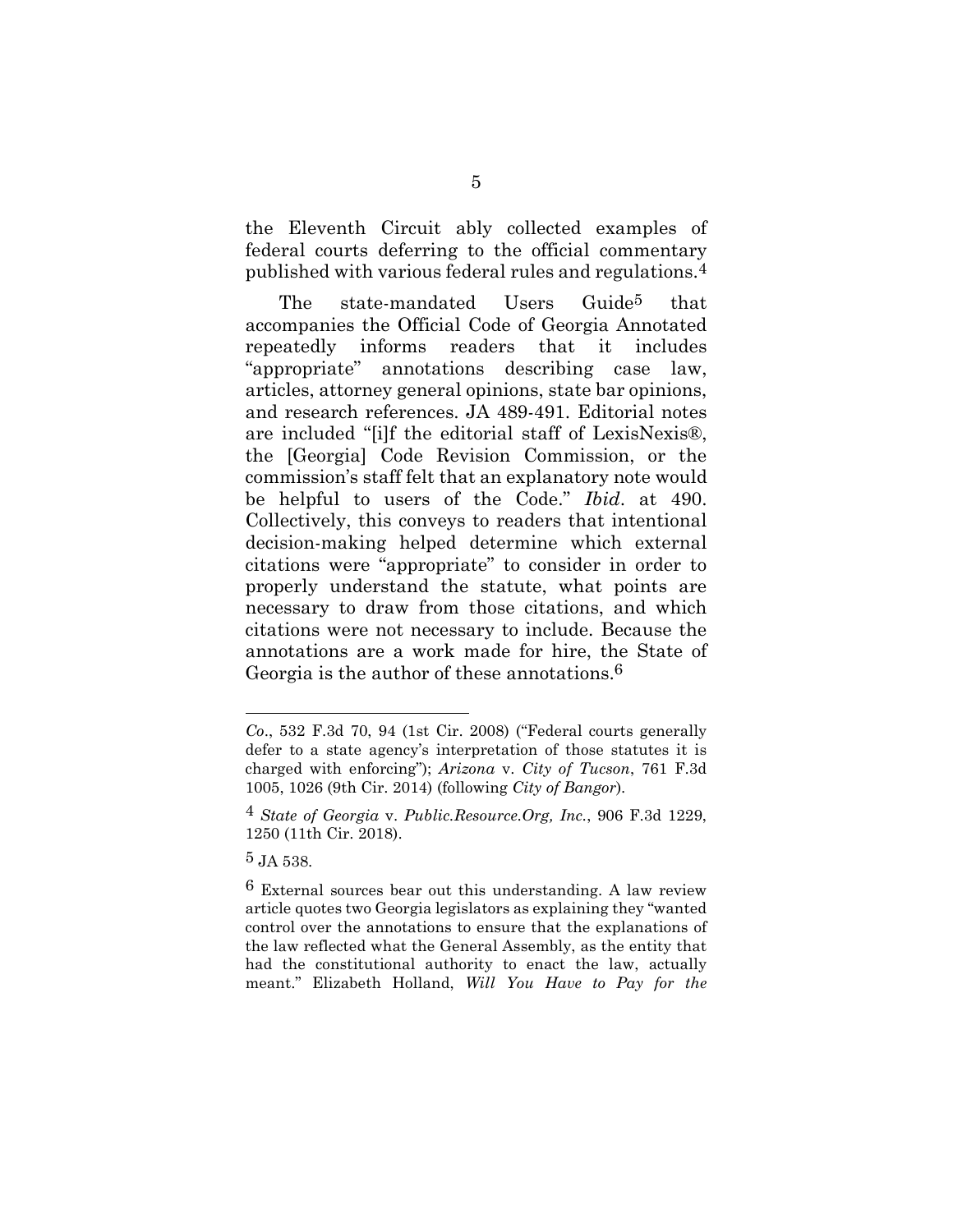the Eleventh Circuit ably collected examples of federal courts deferring to the official commentary published with various federal rules and regulations.[4]

The state-mandated Users Guide[5] that accompanies the Official Code of Georgia Annotated repeatedly informs readers that it includes "appropriate" annotations describing case law, articles, attorney general opinions, state bar opinions, and research references. JA 489-491. Editorial notes are included "[i]f the editorial staff of LexisNexis®, the [Georgia] Code Revision Commission, or the commission's staff felt that an explanatory note would be helpful to users of the Code." *Ibid*. at 490. Collectively, this conveys to readers that intentional decision-making helped determine which external citations were "appropriate" to consider in order to properly understand the statute, what points are necessary to draw from those citations, and which citations were not necessary to include. Because the annotations are a work made for hire, the State of Georgia is the author of these annotations.[6]

---

*Co*., 532 F.3d 70, 94 (1st Cir. 2008) ("Federal courts generally defer to a state agency's interpretation of those statutes it is charged with enforcing"); *Arizona* v. *City of Tucson*, 761 F.3d 1005, 1026 (9th Cir. 2014) (following *City of Bangor*).

[4] *State of Georgia* v. *Public.Resource.Org, Inc.*, 906 F.3d 1229, 1250 (11th Cir. 2018).

[5] JA 538.

[6] External sources bear out this understanding. A law review article quotes two Georgia legislators as explaining they "wanted control over the annotations to ensure that the explanations of the law reflected what the General Assembly, as the entity that had the constitutional authority to enact the law, actually meant." Elizabeth Holland, *Will You Have to Pay for the*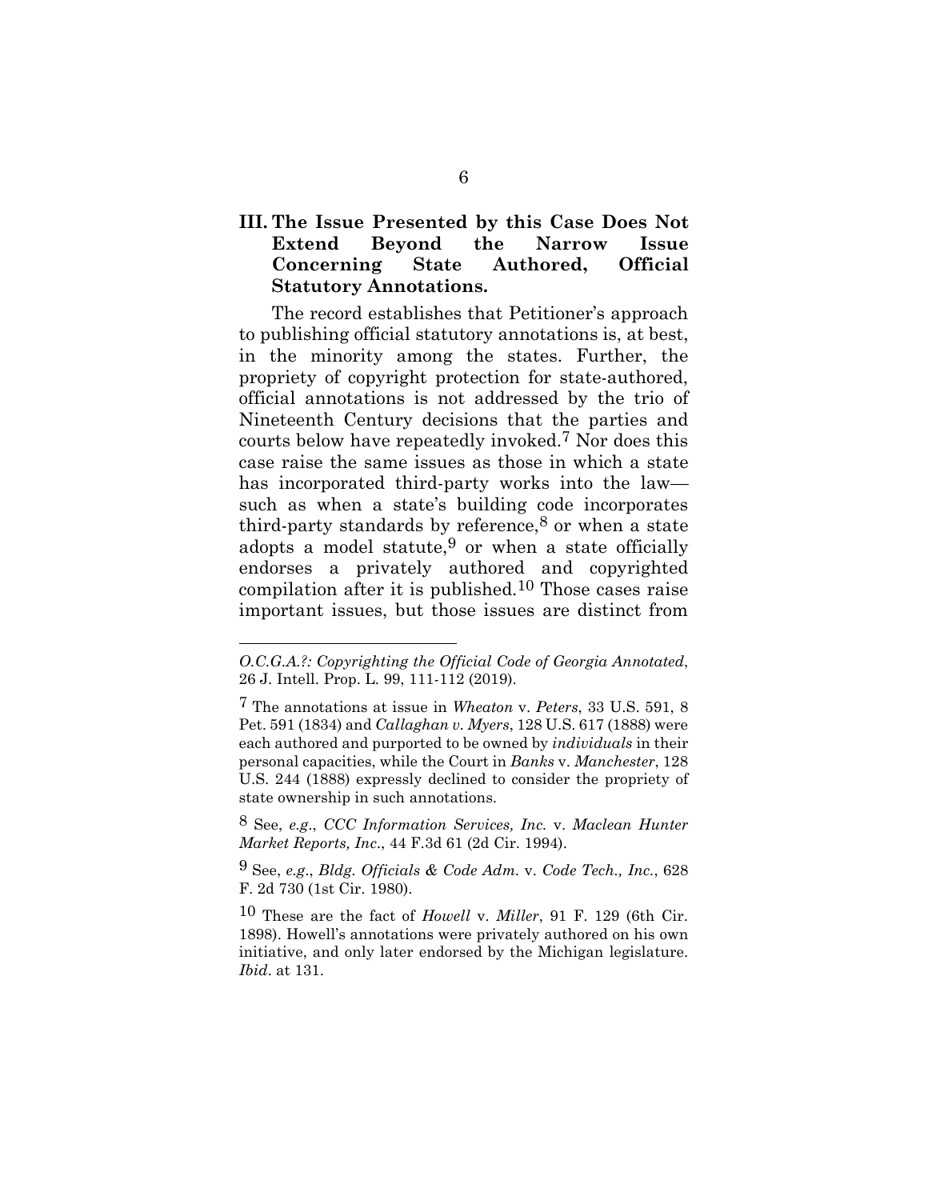### III. The Issue Presented by this Case Does Not Extend Beyond the Narrow Issue Concerning State Authored, Official Statutory Annotations.

The record establishes that Petitioner's approach to publishing official statutory annotations is, at best, in the minority among the states. Further, the propriety of copyright protection for state-authored, official annotations is not addressed by the trio of Nineteenth Century decisions that the parties and courts below have repeatedly invoked.[7] Nor does this case raise the same issues as those in which a state has incorporated third-party works into the law—such as when a state's building code incorporates third-party standards by reference,[8] or when a state adopts a model statute,[9] or when a state officially endorses a privately authored and copyrighted compilation after it is published.[10] Those cases raise important issues, but those issues are distinct from

---

*O.C.G.A.?: Copyrighting the Official Code of Georgia Annotated*, 26 J. Intell. Prop. L. 99, 111-112 (2019).

[7] The annotations at issue in *Wheaton* v. *Peters*, 33 U.S. 591, 8 Pet. 591 (1834) and *Callaghan v. Myers*, 128 U.S. 617 (1888) were each authored and purported to be owned by *individuals* in their personal capacities, while the Court in *Banks* v. *Manchester*, 128 U.S. 244 (1888) expressly declined to consider the propriety of state ownership in such annotations.

[8] See, *e.g*., *CCC Information Services, Inc.* v. *Maclean Hunter Market Reports, Inc*., 44 F.3d 61 (2d Cir. 1994).

[9] See, *e.g*., *Bldg. Officials & Code Adm.* v. *Code Tech., Inc.*, 628 F. 2d 730 (1st Cir. 1980).

[10] These are the fact of *Howell* v. *Miller*, 91 F. 129 (6th Cir. 1898). Howell's annotations were privately authored on his own initiative, and only later endorsed by the Michigan legislature. *Ibid*. at 131.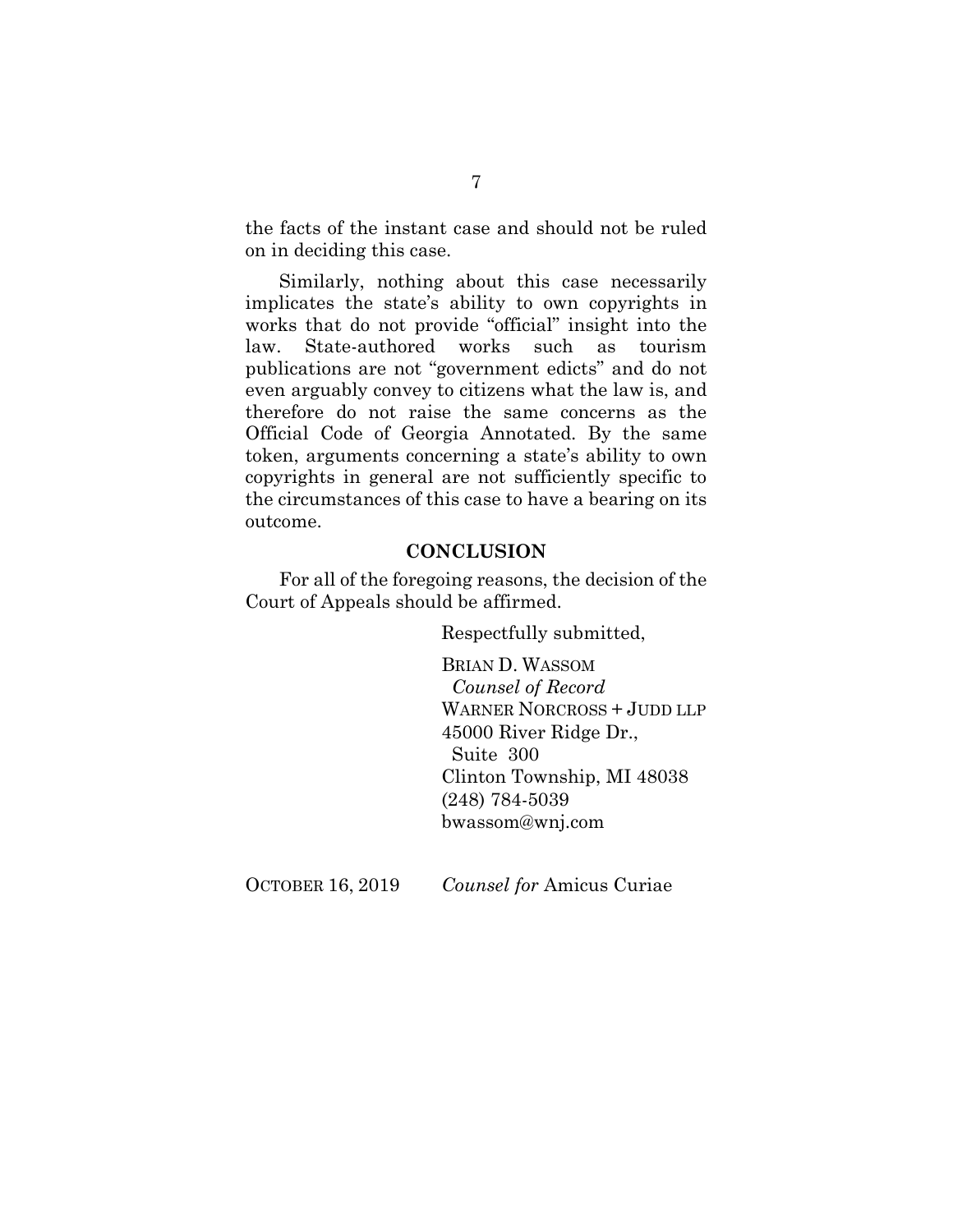the facts of the instant case and should not be ruled on in deciding this case.

Similarly, nothing about this case necessarily implicates the state's ability to own copyrights in works that do not provide "official" insight into the law. State-authored works such as tourism publications are not "government edicts" and do not even arguably convey to citizens what the law is, and therefore do not raise the same concerns as the Official Code of Georgia Annotated. By the same token, arguments concerning a state's ability to own copyrights in general are not sufficiently specific to the circumstances of this case to have a bearing on its outcome.

## CONCLUSION

For all of the foregoing reasons, the decision of the Court of Appeals should be affirmed.

Respectfully submitted,

BRIAN D. WASSOM
*Counsel of Record*
WARNER NORCROSS + JUDD LLP
45000 River Ridge Dr.,
Suite 300
Clinton Township, MI 48038
(248) 784-5039
bwassom@wnj.com

OCTOBER 16, 2019

*Counsel for* Amicus Curiae